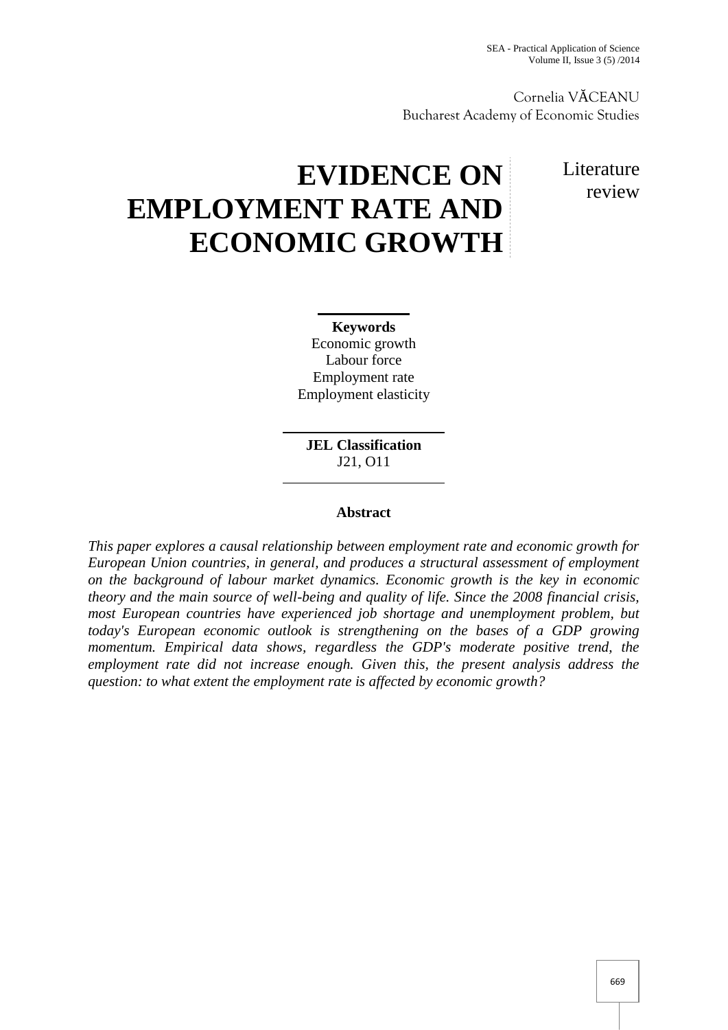Cornelia VĂCEANU
Bucharest Academy of Economic Studies

# EVIDENCE ON EMPLOYMENT RATE AND ECONOMIC GROWTH

Literature review

**Keywords**
Economic growth
Labour force
Employment rate
Employment elasticity

**JEL Classification**
J21, O11

**Abstract**

*This paper explores a causal relationship between employment rate and economic growth for European Union countries, in general, and produces a structural assessment of employment on the background of labour market dynamics. Economic growth is the key in economic theory and the main source of well-being and quality of life. Since the 2008 financial crisis, most European countries have experienced job shortage and unemployment problem, but today's European economic outlook is strengthening on the bases of a GDP growing momentum. Empirical data shows, regardless the GDP's moderate positive trend, the employment rate did not increase enough. Given this, the present analysis address the question: to what extent the employment rate is affected by economic growth?*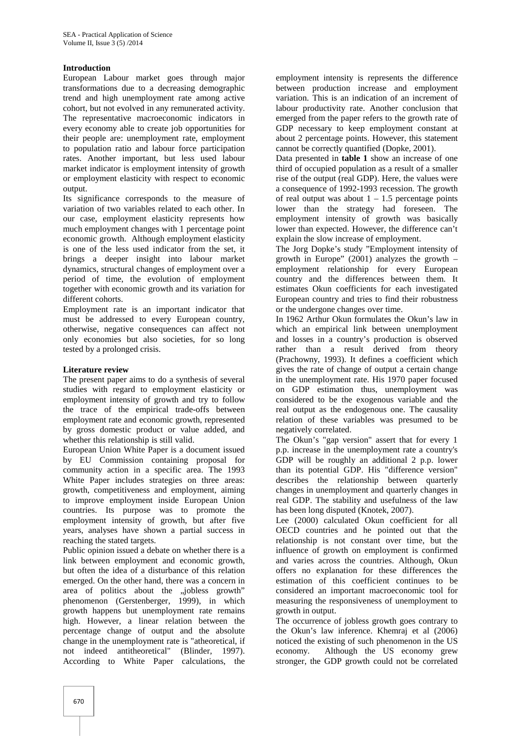## Introduction

European Labour market goes through major transformations due to a decreasing demographic trend and high unemployment rate among active cohort, but not evolved in any remunerated activity. The representative macroeconomic indicators in every economy able to create job opportunities for their people are: unemployment rate, employment to population ratio and labour force participation rates. Another important, but less used labour market indicator is employment intensity of growth or employment elasticity with respect to economic output.

Its significance corresponds to the measure of variation of two variables related to each other. In our case, employment elasticity represents how much employment changes with 1 percentage point economic growth. Although employment elasticity is one of the less used indicator from the set, it brings a deeper insight into labour market dynamics, structural changes of employment over a period of time, the evolution of employment together with economic growth and its variation for different cohorts.

Employment rate is an important indicator that must be addressed to every European country, otherwise, negative consequences can affect not only economies but also societies, for so long tested by a prolonged crisis.

## Literature review

The present paper aims to do a synthesis of several studies with regard to employment elasticity or employment intensity of growth and try to follow the trace of the empirical trade-offs between employment rate and economic growth, represented by gross domestic product or value added, and whether this relationship is still valid.

European Union White Paper is a document issued by EU Commission containing proposal for community action in a specific area. The 1993 White Paper includes strategies on three areas: growth, competitiveness and employment, aiming to improve employment inside European Union countries. Its purpose was to promote the employment intensity of growth, but after five years, analyses have shown a partial success in reaching the stated targets.

Public opinion issued a debate on whether there is a link between employment and economic growth, but often the idea of a disturbance of this relation emerged. On the other hand, there was a concern in area of politics about the „jobless growth" phenomenon (Gerstenberger, 1999), in which growth happens but unemployment rate remains high. However, a linear relation between the percentage change of output and the absolute change in the unemployment rate is "atheoretical, if not indeed antitheoretical" (Blinder, 1997). According to White Paper calculations, the employment intensity is represents the difference between production increase and employment variation. This is an indication of an increment of labour productivity rate. Another conclusion that emerged from the paper refers to the growth rate of GDP necessary to keep employment constant at about 2 percentage points. However, this statement cannot be correctly quantified (Dopke, 2001).

Data presented in **table 1** show an increase of one third of occupied population as a result of a smaller rise of the output (real GDP). Here, the values were a consequence of 1992-1993 recession. The growth of real output was about 1 – 1.5 percentage points lower than the strategy had foreseen. The employment intensity of growth was basically lower than expected. However, the difference can't explain the slow increase of employment.

The Jorg Dopke's study "Employment intensity of growth in Europe" (2001) analyzes the growth – employment relationship for every European country and the differences between them. It estimates Okun coefficients for each investigated European country and tries to find their robustness or the undergone changes over time.

In 1962 Arthur Okun formulates the Okun's law in which an empirical link between unemployment and losses in a country's production is observed rather than a result derived from theory (Prachowny, 1993). It defines a coefficient which gives the rate of change of output a certain change in the unemployment rate. His 1970 paper focused on GDP estimation thus, unemployment was considered to be the exogenous variable and the real output as the endogenous one. The causality relation of these variables was presumed to be negatively correlated.

The Okun's "gap version" assert that for every 1 p.p. increase in the unemployment rate a country's GDP will be roughly an additional 2 p.p. lower than its potential GDP. His "difference version" describes the relationship between quarterly changes in unemployment and quarterly changes in real GDP. The stability and usefulness of the law has been long disputed (Knotek, 2007).

Lee (2000) calculated Okun coefficient for all OECD countries and he pointed out that the relationship is not constant over time, but the influence of growth on employment is confirmed and varies across the countries. Although, Okun offers no explanation for these differences the estimation of this coefficient continues to be considered an important macroeconomic tool for measuring the responsiveness of unemployment to growth in output.

The occurrence of jobless growth goes contrary to the Okun's law inference. Khemraj et al (2006) noticed the existing of such phenomenon in the US economy. Although the US economy grew stronger, the GDP growth could not be correlated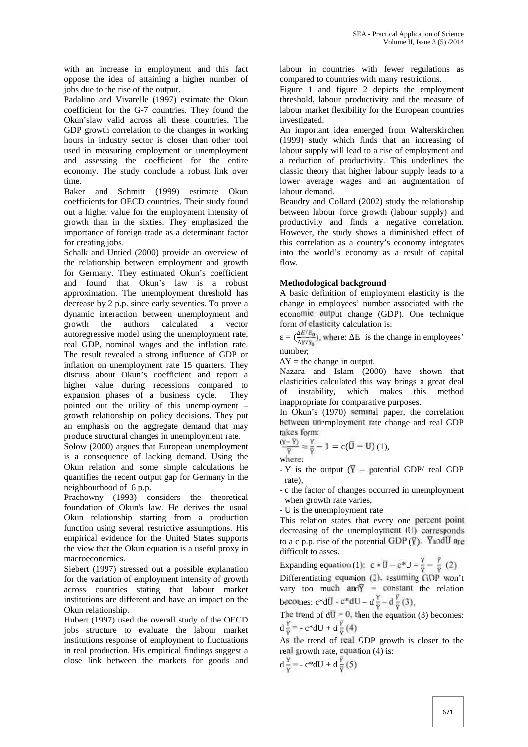with an increase in employment and this fact oppose the idea of attaining a higher number of jobs due to the rise of the output.

Padalino and Vivarelle (1997) estimate the Okun coefficient for the G-7 countries. They found the Okun'slaw valid across all these countries. The GDP growth correlation to the changes in working hours in industry sector is closer than other tool used in measuring employment or unemployment and assessing the coefficient for the entire economy. The study conclude a robust link over time.

Baker and Schmitt (1999) estimate Okun coefficients for OECD countries. Their study found out a higher value for the employment intensity of growth than in the sixties. They emphasized the importance of foreign trade as a determinant factor for creating jobs.

Schalk and Untied (2000) provide an overview of the relationship between employment and growth for Germany. They estimated Okun's coefficient and found that Okun's law is a robust approximation. The unemployment threshold has decrease by 2 p.p. since early seventies. To prove a dynamic interaction between unemployment and growth the authors calculated a vector autoregressive model using the unemployment rate, real GDP, nominal wages and the inflation rate. The result revealed a strong influence of GDP or inflation on unemployment rate 15 quarters. They discuss about Okun's coefficient and report a higher value during recessions compared to expansion phases of a business cycle. They pointed out the utility of this unemployment – growth relationship on policy decisions. They put an emphasis on the aggregate demand that may produce structural changes in unemployment rate.

Solow (2000) argues that European unemployment is a consequence of lacking demand. Using the Okun relation and some simple calculations he quantifies the recent output gap for Germany in the neighbourhood of 6 p.p.

Prachowny (1993) considers the theoretical foundation of Okun's law. He derives the usual Okun relationship starting from a production function using several restrictive assumptions. His empirical evidence for the United States supports the view that the Okun equation is a useful proxy in macroeconomics.

Siebert (1997) stressed out a possible explanation for the variation of employment intensity of growth across countries stating that labour market institutions are different and have an impact on the Okun relationship.

Hubert (1997) used the overall study of the OECD jobs structure to evaluate the labour market institutions response of employment to fluctuations in real production. His empirical findings suggest a close link between the markets for goods and labour in countries with fewer regulations as compared to countries with many restrictions.

Figure 1 and figure 2 depicts the employment threshold, labour productivity and the measure of labour market flexibility for the European countries investigated.

An important idea emerged from Walterskirchen (1999) study which finds that an increasing of labour supply will lead to a rise of employment and a reduction of productivity. This underlines the classic theory that higher labour supply leads to a lower average wages and an augmentation of labour demand.

Beaudry and Collard (2002) study the relationship between labour force growth (labour supply) and productivity and finds a negative correlation. However, the study shows a diminished effect of this correlation as a country's economy integrates into the world's economy as a result of capital flow.

**Methodological background**

A basic definition of employment elasticity is the change in employees' number associated with the economic output change (GDP). One technique form of elasticity calculation is:

$\varepsilon = \left(\frac{\Delta E/E_0}{\Delta Y/Y_0}\right)$, where: $\Delta E$ is the change in employees' number;

$\Delta Y$ = the change in output.

Nazara and Islam (2000) have shown that elasticities calculated this way brings a great deal of instability, which makes this method inappropriate for comparative purposes.

In Okun's (1970) seminal paper, the correlation between unemployment rate change and real GDP takes form:

$$\frac{(Y-\bar{Y})}{\bar{Y}} \approx \frac{Y}{\bar{Y}} - 1 = c(\bar{U} - U)\ (1),$$

where:

- Y is the output ($\bar{Y}$ – potential GDP/ real GDP rate),
- c the factor of changes occurred in unemployment when growth rate varies,
- U is the unemployment rate

This relation states that every one percent point decreasing of the unemployment (U) corresponds to a c p.p. rise of the potential GDP ($\bar{Y}$). $\bar{Y}$ and $\bar{U}$ are difficult to asses.

Expanding equation (1): $c * \bar{U} - c{*}U = \frac{Y}{\bar{Y}} - \frac{\bar{Y}}{\bar{Y}}$ (2)

Differentiating equation (2), assuming GDP won't vary too much and $\bar{Y}$ = constant the relation becomes: $c{*}d\bar{U} - c{*}dU - d\frac{Y}{\bar{Y}} - d\frac{\bar{Y}}{\bar{Y}}$ (3),

The trend of $d\bar{U} = 0$, then the equation (3) becomes:

$d\frac{Y}{\bar{Y}} = - c{*}dU + d\frac{\bar{Y}}{\bar{Y}}$ (4)

As the trend of real GDP growth is closer to the real growth rate, equation (4) is:

$d\frac{Y}{Y} = - c{*}dU + d\frac{\bar{Y}}{\bar{Y}}$ (5)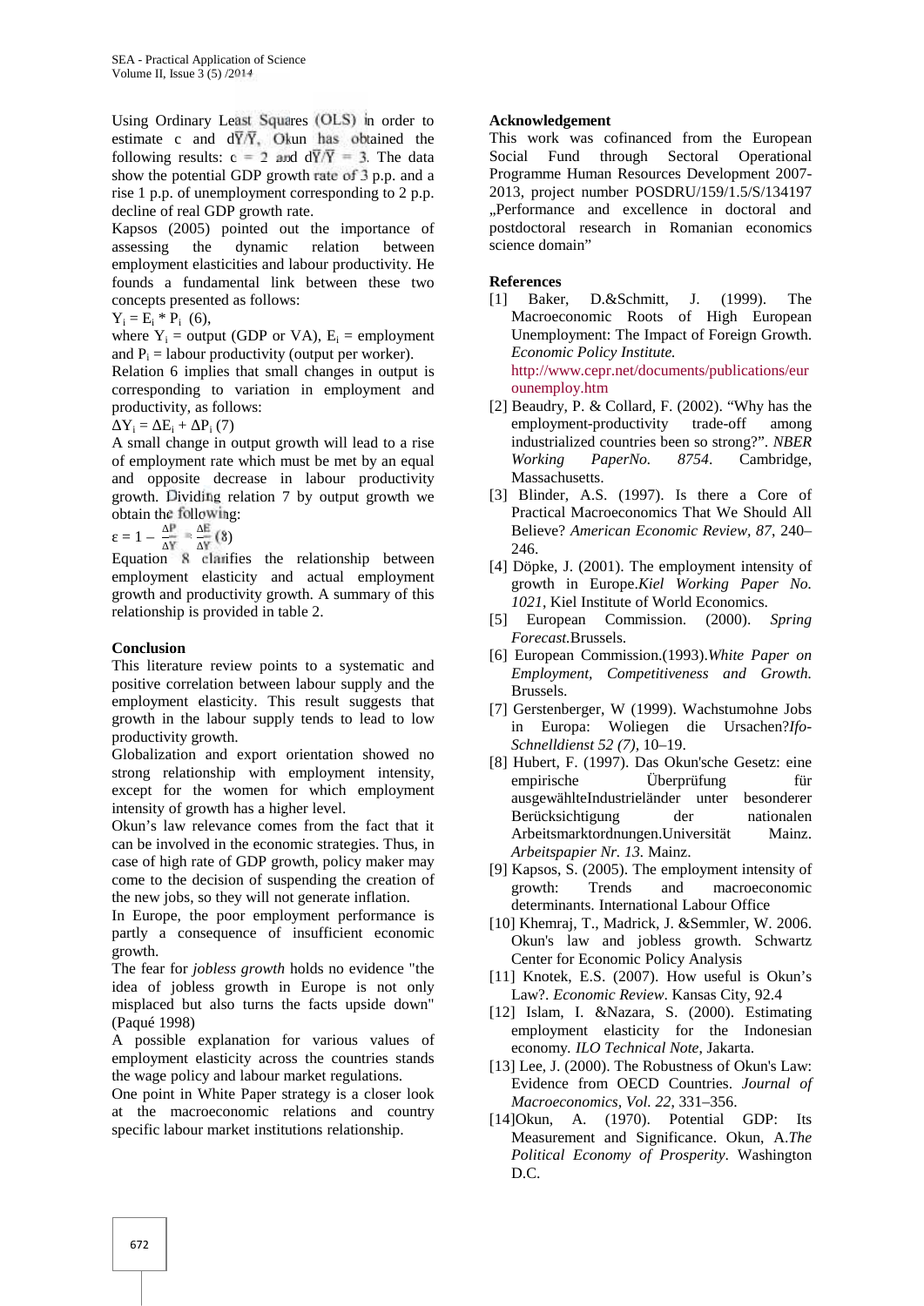Using Ordinary Least Squares (OLS) in order to estimate c and $d\bar{Y}/\bar{Y}$, Okun has obtained the following results: $c = 2$ and $d\bar{Y}/\bar{Y} = 3$. The data show the potential GDP growth rate of 3 p.p. and a rise 1 p.p. of unemployment corresponding to 2 p.p. decline of real GDP growth rate.

Kapsos (2005) pointed out the importance of assessing the dynamic relation between employment elasticities and labour productivity. He founds a fundamental link between these two concepts presented as follows:

$Y_i = E_i * P_i$ (6),

where $Y_i$ = output (GDP or VA), $E_i$ = employment and $P_i$ = labour productivity (output per worker).

Relation 6 implies that small changes in output corresponding to variation in employment and productivity, as follows:

$\Delta Y_i = \Delta E_i + \Delta P_i$ (7)

A small change in output growth will lead to a rise of employment rate which must be met by an equal and opposite decrease in labour productivity growth. Dividing relation 7 by output growth we obtain the following:

$\varepsilon = 1 - \frac{\Delta P}{\Delta Y} = \frac{\Delta E}{\Delta Y}$ (8)

Equation 8 clarifies the relationship between employment elasticity and actual employment growth and productivity growth. A summary of this relationship is provided in table 2.

## Conclusion

This literature review points to a systematic and positive correlation between labour supply and the employment elasticity. This result suggests that growth in the labour supply tends to lead to low productivity growth.

Globalization and export orientation showed no strong relationship with employment intensity, except for the women for which employment intensity of growth has a higher level.

Okun's law relevance comes from the fact that it can be involved in the economic strategies. Thus, in case of high rate of GDP growth, policy maker may come to the decision of suspending the creation of the new jobs, so they will not generate inflation.

In Europe, the poor employment performance is partly a consequence of insufficient economic growth.

The fear for *jobless growth* holds no evidence "the idea of jobless growth in Europe is not only misplaced but also turns the facts upside down" (Paqué 1998)

A possible explanation for various values of employment elasticity across the countries stands the wage policy and labour market regulations.

One point in White Paper strategy is a closer look at the macroeconomic relations and country specific labour market institutions relationship.

## Acknowledgement

This work was cofinanced from the European Social Fund through Sectoral Operational Programme Human Resources Development 2007-2013, project number POSDRU/159/1.5/S/134197 „Performance and excellence in doctoral and postdoctoral research in Romanian economics science domain"

## References

[1] Baker, D.&Schmitt, J. (1999). The Macroeconomic Roots of High European Unemployment: The Impact of Foreign Growth. *Economic Policy Institute.* http://www.cepr.net/documents/publications/eurounemploy.htm

[2] Beaudry, P. & Collard, F. (2002). "Why has the employment-productivity trade-off among industrialized countries been so strong?". *NBER Working PaperNo. 8754*. Cambridge, Massachusetts.

[3] Blinder, A.S. (1997). Is there a Core of Practical Macroeconomics That We Should All Believe? *American Economic Review, 87*, 240–246.

[4] Döpke, J. (2001). The employment intensity of growth in Europe.*Kiel Working Paper No. 1021*, Kiel Institute of World Economics.

[5] European Commission. (2000). *Spring Forecast.*Brussels.

[6] European Commission.(1993).*White Paper on Employment, Competitiveness and Growth.* Brussels.

[7] Gerstenberger, W (1999). Wachstumohne Jobs in Europa: Woliegen die Ursachen?*Ifo-Schnelldienst 52 (7)*, 10–19.

[8] Hubert, F. (1997). Das Okun'sche Gesetz: eine empirische Überprüfung für ausgewählteIndustrieländer unter besonderer Berücksichtigung der nationalen Arbeitsmarktordnungen.Universität Mainz. *Arbeitspapier Nr. 13*. Mainz.

[9] Kapsos, S. (2005). The employment intensity of growth: Trends and macroeconomic determinants. International Labour Office

[10] Khemraj, T., Madrick, J. &Semmler, W. 2006. Okun's law and jobless growth. Schwartz Center for Economic Policy Analysis

[11] Knotek, E.S. (2007). How useful is Okun's Law?. *Economic Review*. Kansas City, 92.4

[12] Islam, I. &Nazara, S. (2000). Estimating employment elasticity for the Indonesian economy. *ILO Technical Note*, Jakarta.

[13] Lee, J. (2000). The Robustness of Okun's Law: Evidence from OECD Countries. *Journal of Macroeconomics, Vol. 22*, 331–356.

[14]Okun, A. (1970). Potential GDP: Its Measurement and Significance. Okun, A.*The Political Economy of Prosperity*. Washington D.C.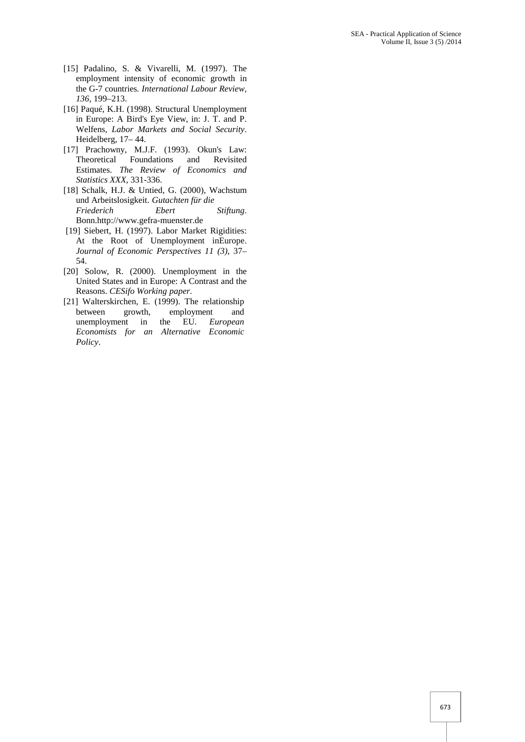[15] Padalino, S. & Vivarelli, M. (1997). The employment intensity of economic growth in the G-7 countries. *International Labour Review, 136*, 199–213.

[16] Paqué, K.H. (1998). Structural Unemployment in Europe: A Bird's Eye View, in: J. T. and P. Welfens, *Labor Markets and Social Security*. Heidelberg, 17– 44.

[17] Prachowny, M.J.F. (1993). Okun's Law: Theoretical Foundations and Revisited Estimates. *The Review of Economics and Statistics XXX*, 331-336.

[18] Schalk, H.J. & Untied, G. (2000), Wachstum und Arbeitslosigkeit. *Gutachten für die Friederich Ebert Stiftung*. Bonn.http://www.gefra-muenster.de

[19] Siebert, H. (1997). Labor Market Rigidities: At the Root of Unemployment inEurope. *Journal of Economic Perspectives 11 (3)*, 37–54.

[20] Solow, R. (2000). Unemployment in the United States and in Europe: A Contrast and the Reasons. *CESifo Working paper*.

[21] Walterskirchen, E. (1999). The relationship between growth, employment and unemployment in the EU. *European Economists for an Alternative Economic Policy*.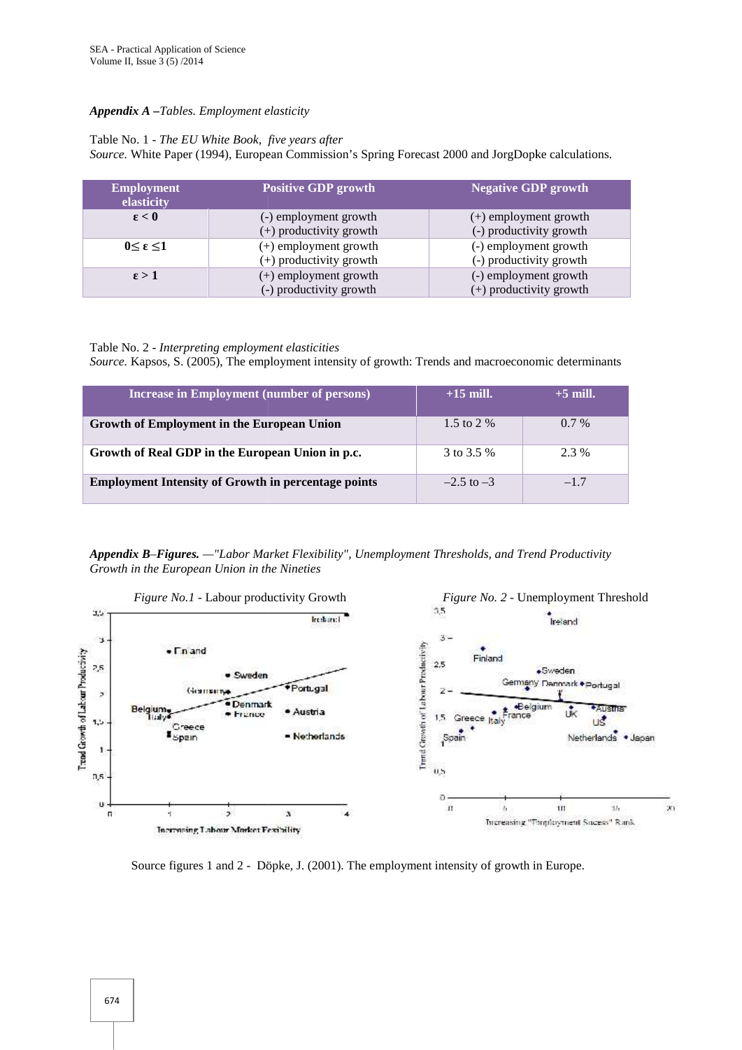***Appendix A –****Tables. Employment elasticity*

Table No. 1 - *The EU White Book, five years after*
*Source.* White Paper (1994), European Commission's Spring Forecast 2000 and JorgDopke calculations.

| Employment elasticity | Positive GDP growth | Negative GDP growth |
|---|---|---|
| **$\varepsilon < 0$** | (-) employment growth<br>(+) productivity growth | (+) employment growth<br>(-) productivity growth |
| **$0 \leq \varepsilon \leq 1$** | (+) employment growth<br>(+) productivity growth | (-) employment growth<br>(-) productivity growth |
| **$\varepsilon > 1$** | (+) employment growth<br>(-) productivity growth | (-) employment growth<br>(+) productivity growth |

Table No. 2 - *Interpreting employment elasticities*
*Source.* Kapsos, S. (2005), The employment intensity of growth: Trends and macroeconomic determinants

| Increase in Employment (number of persons) | +15 mill. | +5 mill. |
|---|---|---|
| **Growth of Employment in the European Union** | 1.5 to 2 % | 0.7 % |
| **Growth of Real GDP in the European Union in p.c.** | 3 to 3.5 % | 2.3 % |
| **Employment Intensity of Growth in percentage points** | –2.5 to –3 | –1.7 |

***Appendix B****–Figures. —"Labor Market Flexibility", Unemployment Thresholds, and Trend Productivity Growth in the European Union in the Nineties*

*Figure No.1* - Labour productivity Growth

Trend Growth of Labour Productivity

Increasing Labour Market Flexibility

Ireland, Finland, Sweden, Germany, Portugal, Denmark, France, Austria, Belgium, Italy, Greece, Spain, Netherlands

*Figure No. 2* - Unemployment Threshold

Trend Growth of Labour Productivity

Increasing "Employment Sucess" Rank

Ireland, Finland, Sweden, Germany, Denmark, Portugal, Belgium, France, UK, Austria, US, Greece, Italy, Spain, Netherlands, Japan

Source figures 1 and 2 - Döpke, J. (2001). The employment intensity of growth in Europe.